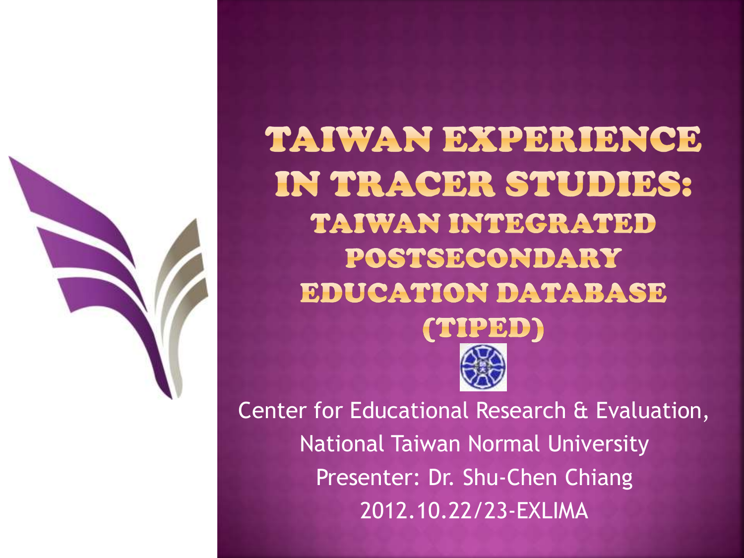# TAIWAN EXPERIENCE IN TRACER STUDIES: TAIWAN INTEGRATED POSTSECONDARY EDUCATION DATABASE (TIPED)

Center for Educational Research & Evaluation,
National Taiwan Normal University
Presenter: Dr. Shu-Chen Chiang
2012.10.22/23-EXLIMA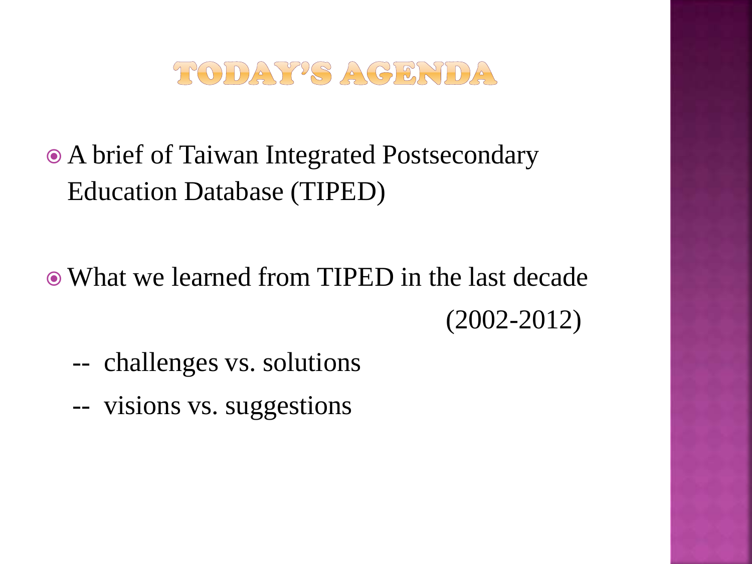# TODAY'S AGENDA

- A brief of Taiwan Integrated Postsecondary Education Database (TIPED)

- What we learned from TIPED in the last decade (2002-2012)

  -- challenges vs. solutions

  -- visions vs. suggestions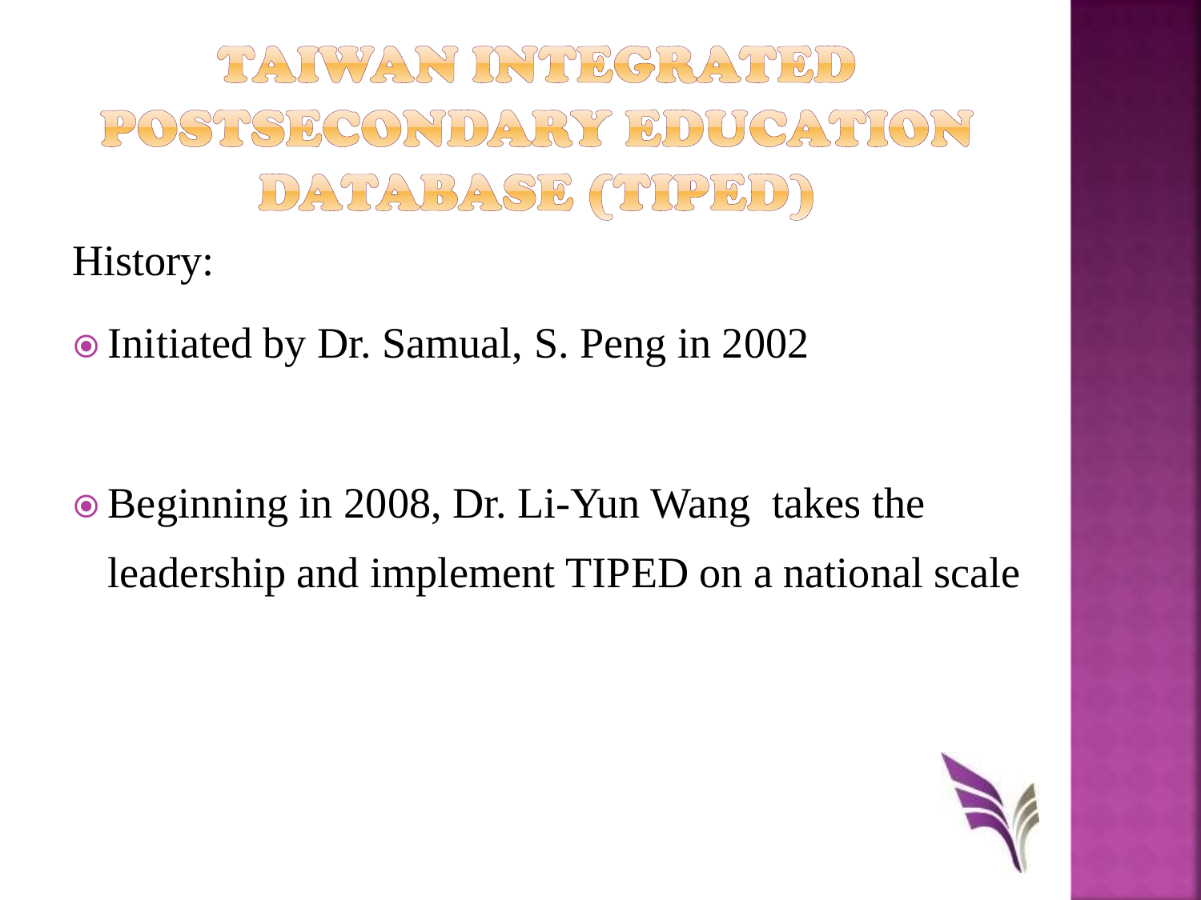# Taiwan Integrated Postsecondary Education Database (TIPED)

History:

- Initiated by Dr. Samual, S. Peng in 2002
- Beginning in 2008, Dr. Li-Yun Wang takes the leadership and implement TIPED on a national scale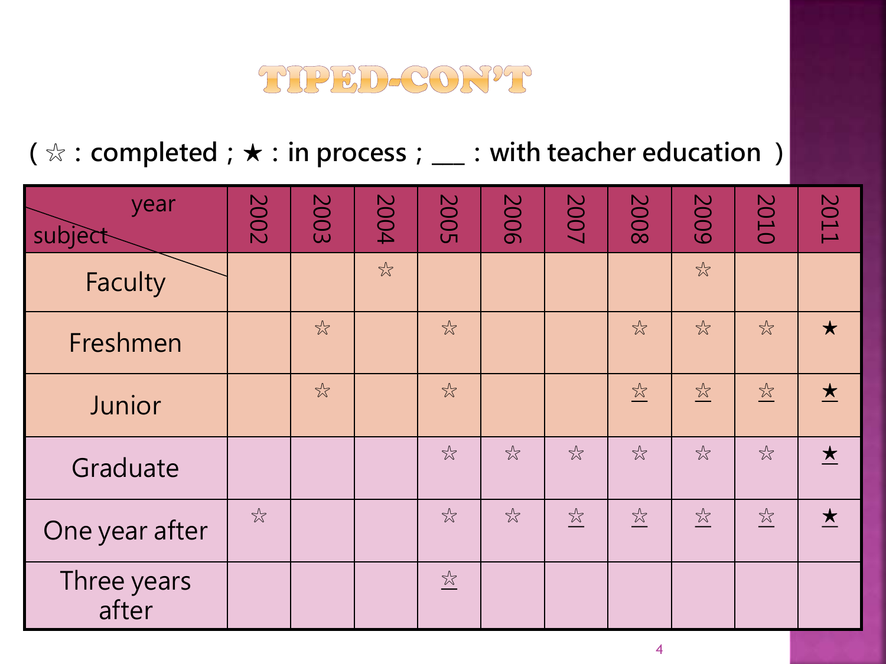# TIPED-CON'T

( ☆ : completed ; ★ : in process ; __ : with teacher education )

| year / subject | 2002 | 2003 | 2004 | 2005 | 2006 | 2007 | 2008 | 2009 | 2010 | 2011 |
|---|---|---|---|---|---|---|---|---|---|---|
| Faculty | | | ☆ | | | | | ☆ | | |
| Freshmen | | ☆ | | ☆ | | | ☆ | ☆ | ☆ | ★ |
| Junior | | ☆ | | ☆ | | | <u>☆</u> | <u>☆</u> | <u>☆</u> | <u>★</u> |
| Graduate | | | | ☆ | ☆ | ☆ | ☆ | ☆ | ☆ | <u>★</u> |
| One year after | ☆ | | | ☆ | ☆ | <u>☆</u> | <u>☆</u> | <u>☆</u> | <u>☆</u> | <u>★</u> |
| Three years after | | | | <u>☆</u> | | | | | | |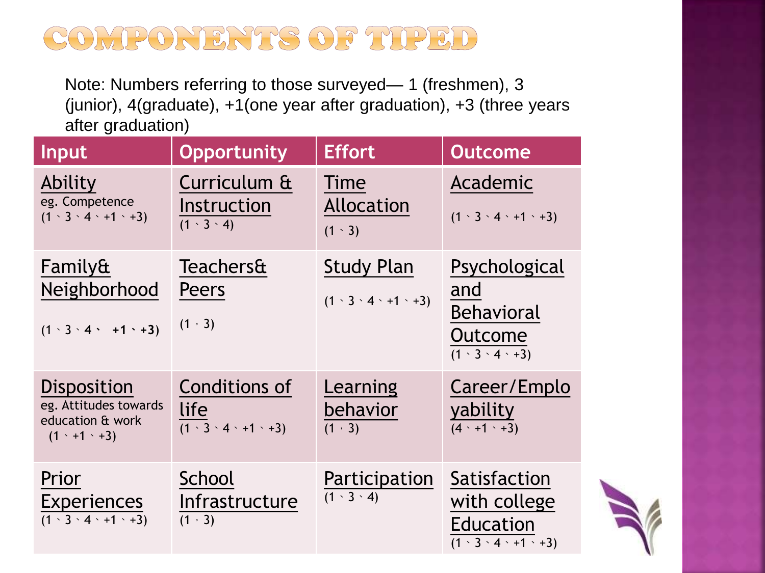# COMPONENTS OF TIPED

Note: Numbers referring to those surveyed— 1 (freshmen), 3 (junior), 4(graduate), +1(one year after graduation), +3 (three years after graduation)

| Input | Opportunity | Effort | Outcome |
|---|---|---|---|
| Ability<br>eg. Competence<br>(1、3、4、+1、+3) | Curriculum & Instruction<br>(1、3、4) | Time Allocation<br>(1、3) | Academic<br>(1、3、4、+1、+3) |
| Family& Neighborhood<br>(1、3、4、 +1、+3) | Teachers& Peers<br>(1、3) | Study Plan<br>(1、3、4、+1、+3) | Psychological and Behavioral Outcome<br>(1、3、4、+3) |
| Disposition<br>eg. Attitudes towards education & work<br>(1、+1、+3) | Conditions of life<br>(1、3、4、+1、+3) | Learning behavior<br>(1、3) | Career/Employability<br>(4、+1、+3) |
| Prior Experiences<br>(1、3、4、+1、+3) | School Infrastructure<br>(1、3) | Participation<br>(1、3、4) | Satisfaction with college Education<br>(1、3、4、+1、+3) |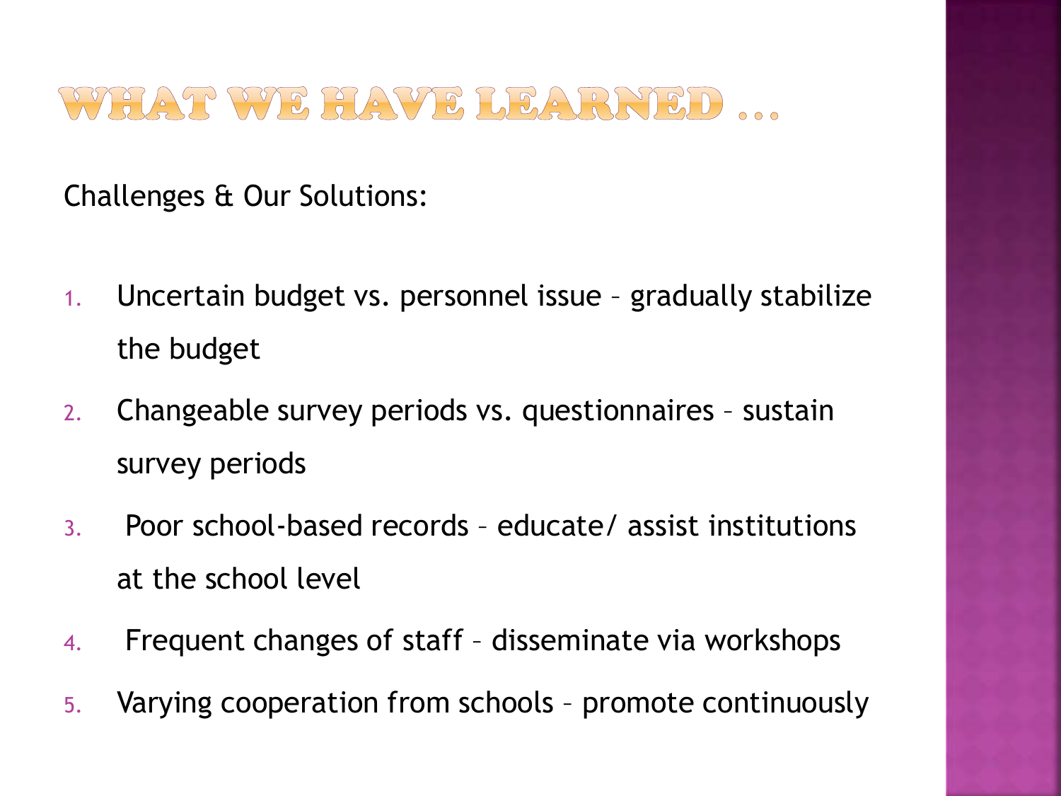# WHAT WE HAVE LEARNED …

Challenges & Our Solutions:

1. Uncertain budget vs. personnel issue – gradually stabilize the budget
2. Changeable survey periods vs. questionnaires – sustain survey periods
3. Poor school-based records – educate/ assist institutions at the school level
4. Frequent changes of staff – disseminate via workshops
5. Varying cooperation from schools – promote continuously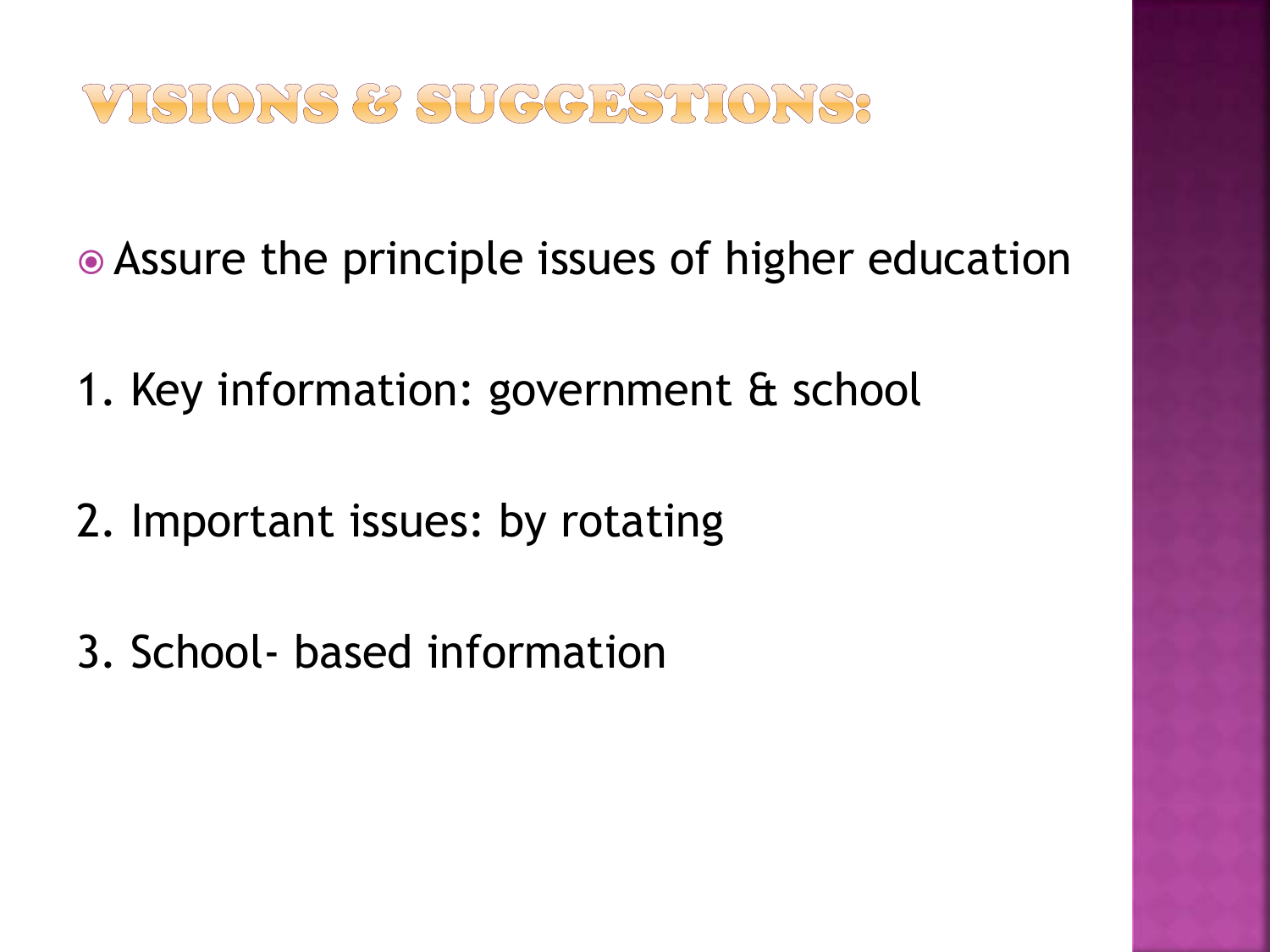# Visions & Suggestions:

- Assure the principle issues of higher education

1. Key information: government & school

2. Important issues: by rotating

3. School- based information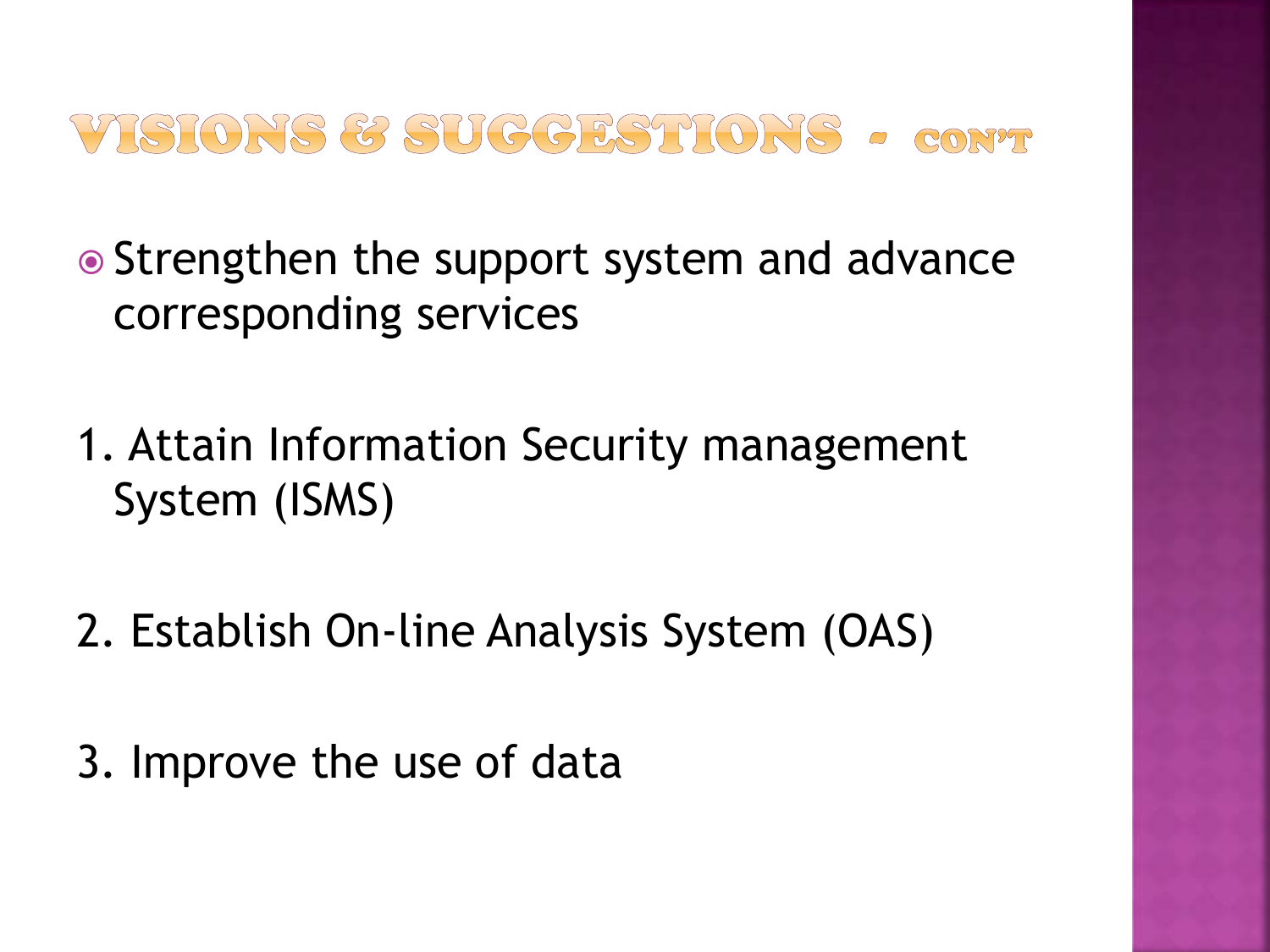# VISIONS & SUGGESTIONS - CON'T

- Strengthen the support system and advance corresponding services

1. Attain Information Security management System (ISMS)

2. Establish On-line Analysis System (OAS)

3. Improve the use of data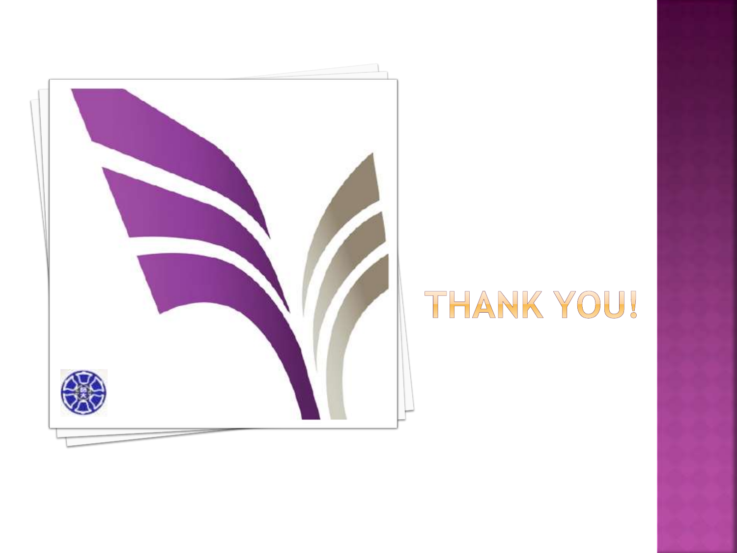# THANK YOU!